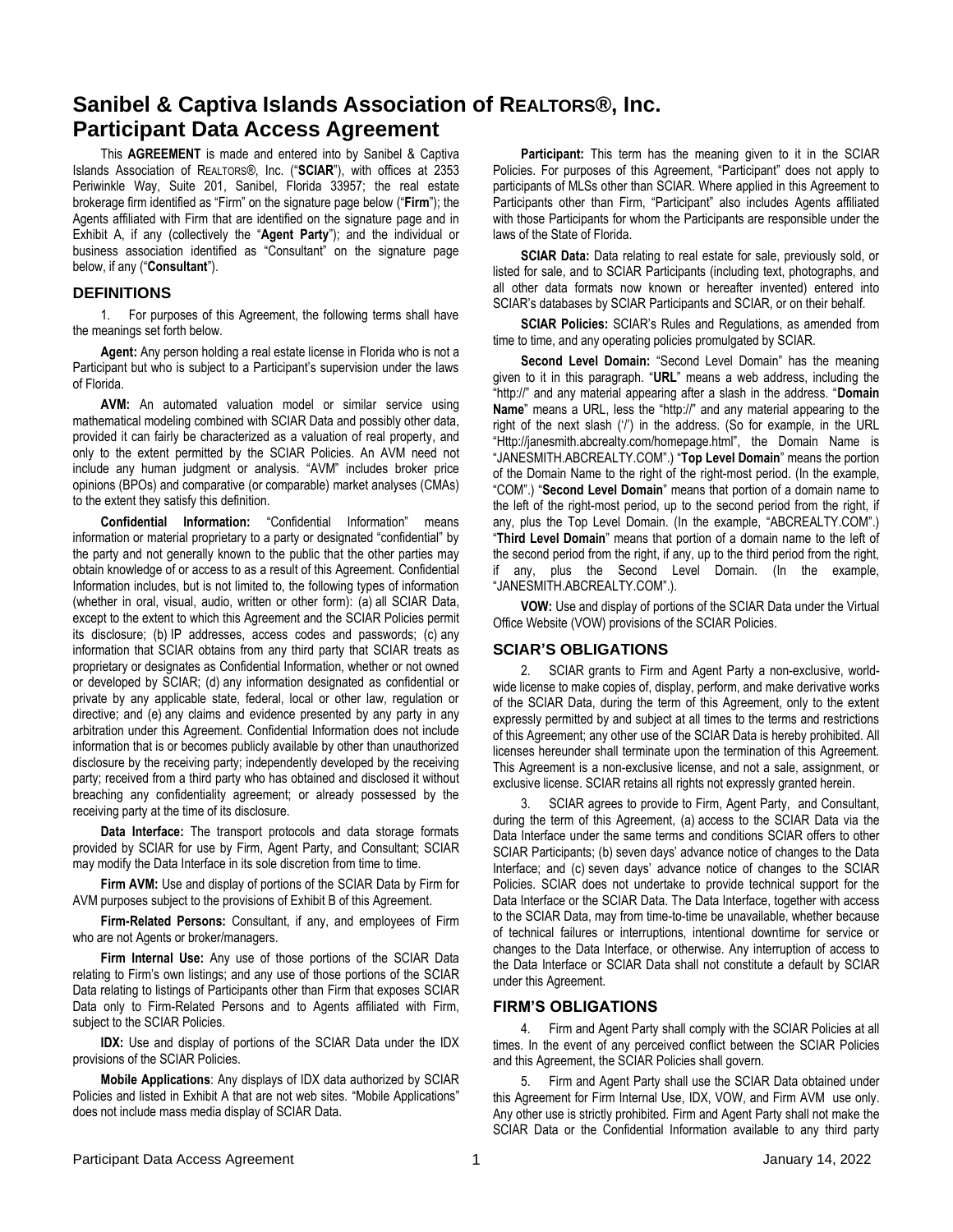# Sanibel & Captiva Islands Association of REALTORS®, Inc.
# Participant Data Access Agreement

This **AGREEMENT** is made and entered into by Sanibel & Captiva Islands Association of REALTORS®, Inc. ("**SCIAR**"), with offices at 2353 Periwinkle Way, Suite 201, Sanibel, Florida 33957; the real estate brokerage firm identified as "Firm" on the signature page below ("**Firm**"); the Agents affiliated with Firm that are identified on the signature page and in Exhibit A, if any (collectively the "**Agent Party**"); and the individual or business association identified as "Consultant" on the signature page below, if any ("**Consultant**").

## DEFINITIONS

1. For purposes of this Agreement, the following terms shall have the meanings set forth below.

**Agent:** Any person holding a real estate license in Florida who is not a Participant but who is subject to a Participant's supervision under the laws of Florida.

**AVM:** An automated valuation model or similar service using mathematical modeling combined with SCIAR Data and possibly other data, provided it can fairly be characterized as a valuation of real property, and only to the extent permitted by the SCIAR Policies. An AVM need not include any human judgment or analysis. "AVM" includes broker price opinions (BPOs) and comparative (or comparable) market analyses (CMAs) to the extent they satisfy this definition.

**Confidential Information:** "Confidential Information" means information or material proprietary to a party or designated "confidential" by the party and not generally known to the public that the other parties may obtain knowledge of or access to as a result of this Agreement. Confidential Information includes, but is not limited to, the following types of information (whether in oral, visual, audio, written or other form): (a) all SCIAR Data, except to the extent to which this Agreement and the SCIAR Policies permit its disclosure; (b) IP addresses, access codes and passwords; (c) any information that SCIAR obtains from any third party that SCIAR treats as proprietary or designates as Confidential Information, whether or not owned or developed by SCIAR; (d) any information designated as confidential or private by any applicable state, federal, local or other law, regulation or directive; and (e) any claims and evidence presented by any party in any arbitration under this Agreement. Confidential Information does not include information that is or becomes publicly available by other than unauthorized disclosure by the receiving party; independently developed by the receiving party; received from a third party who has obtained and disclosed it without breaching any confidentiality agreement; or already possessed by the receiving party at the time of its disclosure.

**Data Interface:** The transport protocols and data storage formats provided by SCIAR for use by Firm, Agent Party, and Consultant; SCIAR may modify the Data Interface in its sole discretion from time to time.

**Firm AVM:** Use and display of portions of the SCIAR Data by Firm for AVM purposes subject to the provisions of Exhibit B of this Agreement.

**Firm-Related Persons:** Consultant, if any, and employees of Firm who are not Agents or broker/managers.

**Firm Internal Use:** Any use of those portions of the SCIAR Data relating to Firm's own listings; and any use of those portions of the SCIAR Data relating to listings of Participants other than Firm that exposes SCIAR Data only to Firm-Related Persons and to Agents affiliated with Firm, subject to the SCIAR Policies.

**IDX:** Use and display of portions of the SCIAR Data under the IDX provisions of the SCIAR Policies.

**Mobile Applications**: Any displays of IDX data authorized by SCIAR Policies and listed in Exhibit A that are not web sites. "Mobile Applications" does not include mass media display of SCIAR Data.

**Participant:** This term has the meaning given to it in the SCIAR Policies. For purposes of this Agreement, "Participant" does not apply to participants of MLSs other than SCIAR. Where applied in this Agreement to Participants other than Firm, "Participant" also includes Agents affiliated with those Participants for whom the Participants are responsible under the laws of the State of Florida.

**SCIAR Data:** Data relating to real estate for sale, previously sold, or listed for sale, and to SCIAR Participants (including text, photographs, and all other data formats now known or hereafter invented) entered into SCIAR's databases by SCIAR Participants and SCIAR, or on their behalf.

**SCIAR Policies:** SCIAR's Rules and Regulations, as amended from time to time, and any operating policies promulgated by SCIAR.

**Second Level Domain:** "Second Level Domain" has the meaning given to it in this paragraph. "**URL**" means a web address, including the "http://" and any material appearing after a slash in the address. "**Domain Name**" means a URL, less the "http://" and any material appearing to the right of the next slash ('/') in the address. (So for example, in the URL "Http://janesmith.abcrealty.com/homepage.html", the Domain Name is "JANESMITH.ABCREALTY.COM".) "**Top Level Domain**" means the portion of the Domain Name to the right of the right-most period. (In the example, "COM".) "**Second Level Domain**" means that portion of a domain name to the left of the right-most period, up to the second period from the right, if any, plus the Top Level Domain. (In the example, "ABCREALTY.COM".) "**Third Level Domain**" means that portion of a domain name to the left of the second period from the right, if any, up to the third period from the right, if any, plus the Second Level Domain. (In the example, "JANESMITH.ABCREALTY.COM".).

**VOW:** Use and display of portions of the SCIAR Data under the Virtual Office Website (VOW) provisions of the SCIAR Policies.

## SCIAR'S OBLIGATIONS

2. SCIAR grants to Firm and Agent Party a non-exclusive, world-wide license to make copies of, display, perform, and make derivative works of the SCIAR Data, during the term of this Agreement, only to the extent expressly permitted by and subject at all times to the terms and restrictions of this Agreement; any other use of the SCIAR Data is hereby prohibited. All licenses hereunder shall terminate upon the termination of this Agreement. This Agreement is a non-exclusive license, and not a sale, assignment, or exclusive license. SCIAR retains all rights not expressly granted herein.

3. SCIAR agrees to provide to Firm, Agent Party, and Consultant, during the term of this Agreement, (a) access to the SCIAR Data via the Data Interface under the same terms and conditions SCIAR offers to other SCIAR Participants; (b) seven days' advance notice of changes to the Data Interface; and (c) seven days' advance notice of changes to the SCIAR Policies. SCIAR does not undertake to provide technical support for the Data Interface or the SCIAR Data. The Data Interface, together with access to the SCIAR Data, may from time-to-time be unavailable, whether because of technical failures or interruptions, intentional downtime for service or changes to the Data Interface, or otherwise. Any interruption of access to the Data Interface or SCIAR Data shall not constitute a default by SCIAR under this Agreement.

## FIRM'S OBLIGATIONS

4. Firm and Agent Party shall comply with the SCIAR Policies at all times. In the event of any perceived conflict between the SCIAR Policies and this Agreement, the SCIAR Policies shall govern.

5. Firm and Agent Party shall use the SCIAR Data obtained under this Agreement for Firm Internal Use, IDX, VOW, and Firm AVM use only. Any other use is strictly prohibited. Firm and Agent Party shall not make the SCIAR Data or the Confidential Information available to any third party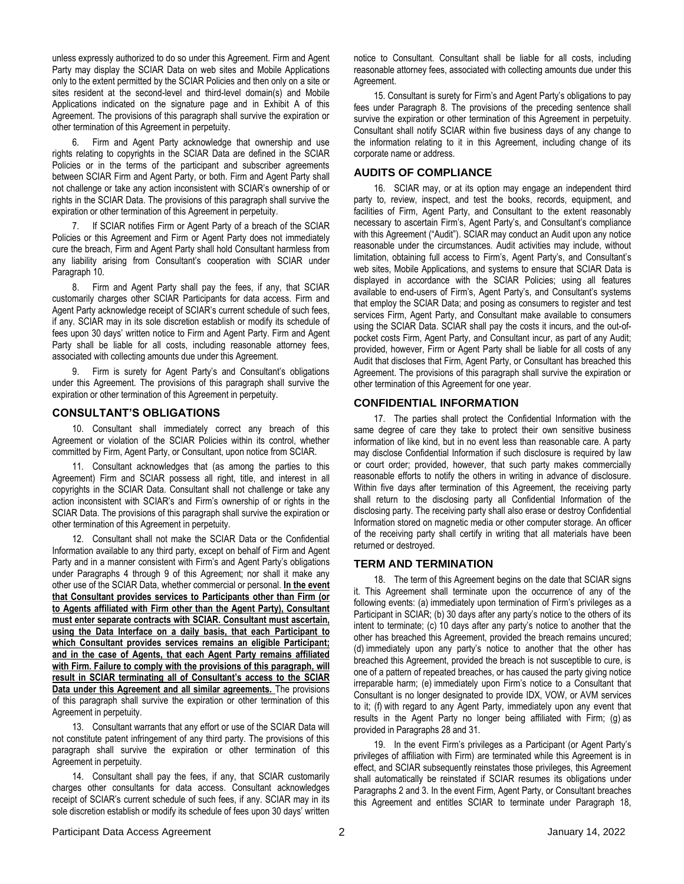unless expressly authorized to do so under this Agreement. Firm and Agent Party may display the SCIAR Data on web sites and Mobile Applications only to the extent permitted by the SCIAR Policies and then only on a site or sites resident at the second-level and third-level domain(s) and Mobile Applications indicated on the signature page and in Exhibit A of this Agreement. The provisions of this paragraph shall survive the expiration or other termination of this Agreement in perpetuity.

6. Firm and Agent Party acknowledge that ownership and use rights relating to copyrights in the SCIAR Data are defined in the SCIAR Policies or in the terms of the participant and subscriber agreements between SCIAR Firm and Agent Party, or both. Firm and Agent Party shall not challenge or take any action inconsistent with SCIAR's ownership of or rights in the SCIAR Data. The provisions of this paragraph shall survive the expiration or other termination of this Agreement in perpetuity.

7. If SCIAR notifies Firm or Agent Party of a breach of the SCIAR Policies or this Agreement and Firm or Agent Party does not immediately cure the breach, Firm and Agent Party shall hold Consultant harmless from any liability arising from Consultant's cooperation with SCIAR under Paragraph 10.

8. Firm and Agent Party shall pay the fees, if any, that SCIAR customarily charges other SCIAR Participants for data access. Firm and Agent Party acknowledge receipt of SCIAR's current schedule of such fees, if any. SCIAR may in its sole discretion establish or modify its schedule of fees upon 30 days' written notice to Firm and Agent Party. Firm and Agent Party shall be liable for all costs, including reasonable attorney fees, associated with collecting amounts due under this Agreement.

9. Firm is surety for Agent Party's and Consultant's obligations under this Agreement. The provisions of this paragraph shall survive the expiration or other termination of this Agreement in perpetuity.

## CONSULTANT'S OBLIGATIONS

10. Consultant shall immediately correct any breach of this Agreement or violation of the SCIAR Policies within its control, whether committed by Firm, Agent Party, or Consultant, upon notice from SCIAR.

11. Consultant acknowledges that (as among the parties to this Agreement) Firm and SCIAR possess all right, title, and interest in all copyrights in the SCIAR Data. Consultant shall not challenge or take any action inconsistent with SCIAR's and Firm's ownership of or rights in the SCIAR Data. The provisions of this paragraph shall survive the expiration or other termination of this Agreement in perpetuity.

12. Consultant shall not make the SCIAR Data or the Confidential Information available to any third party, except on behalf of Firm and Agent Party and in a manner consistent with Firm's and Agent Party's obligations under Paragraphs 4 through 9 of this Agreement; nor shall it make any other use of the SCIAR Data, whether commercial or personal. **In the event that Consultant provides services to Participants other than Firm (or to Agents affiliated with Firm other than the Agent Party), Consultant must enter separate contracts with SCIAR. Consultant must ascertain, using the Data Interface on a daily basis, that each Participant to which Consultant provides services remains an eligible Participant; and in the case of Agents, that each Agent Party remains affiliated with Firm. Failure to comply with the provisions of this paragraph, will result in SCIAR terminating all of Consultant's access to the SCIAR Data under this Agreement and all similar agreements.** The provisions of this paragraph shall survive the expiration or other termination of this Agreement in perpetuity.

13. Consultant warrants that any effort or use of the SCIAR Data will not constitute patent infringement of any third party. The provisions of this paragraph shall survive the expiration or other termination of this Agreement in perpetuity.

14. Consultant shall pay the fees, if any, that SCIAR customarily charges other consultants for data access. Consultant acknowledges receipt of SCIAR's current schedule of such fees, if any. SCIAR may in its sole discretion establish or modify its schedule of fees upon 30 days' written notice to Consultant. Consultant shall be liable for all costs, including reasonable attorney fees, associated with collecting amounts due under this Agreement.

15. Consultant is surety for Firm's and Agent Party's obligations to pay fees under Paragraph 8. The provisions of the preceding sentence shall survive the expiration or other termination of this Agreement in perpetuity. Consultant shall notify SCIAR within five business days of any change to the information relating to it in this Agreement, including change of its corporate name or address.

## AUDITS OF COMPLIANCE

16. SCIAR may, or at its option may engage an independent third party to, review, inspect, and test the books, records, equipment, and facilities of Firm, Agent Party, and Consultant to the extent reasonably necessary to ascertain Firm's, Agent Party's, and Consultant's compliance with this Agreement ("Audit"). SCIAR may conduct an Audit upon any notice reasonable under the circumstances. Audit activities may include, without limitation, obtaining full access to Firm's, Agent Party's, and Consultant's web sites, Mobile Applications, and systems to ensure that SCIAR Data is displayed in accordance with the SCIAR Policies; using all features available to end-users of Firm's, Agent Party's, and Consultant's systems that employ the SCIAR Data; and posing as consumers to register and test services Firm, Agent Party, and Consultant make available to consumers using the SCIAR Data. SCIAR shall pay the costs it incurs, and the out-of-pocket costs Firm, Agent Party, and Consultant incur, as part of any Audit; provided, however, Firm or Agent Party shall be liable for all costs of any Audit that discloses that Firm, Agent Party, or Consultant has breached this Agreement. The provisions of this paragraph shall survive the expiration or other termination of this Agreement for one year.

## CONFIDENTIAL INFORMATION

17. The parties shall protect the Confidential Information with the same degree of care they take to protect their own sensitive business information of like kind, but in no event less than reasonable care. A party may disclose Confidential Information if such disclosure is required by law or court order; provided, however, that such party makes commercially reasonable efforts to notify the others in writing in advance of disclosure. Within five days after termination of this Agreement, the receiving party shall return to the disclosing party all Confidential Information of the disclosing party. The receiving party shall also erase or destroy Confidential Information stored on magnetic media or other computer storage. An officer of the receiving party shall certify in writing that all materials have been returned or destroyed.

## TERM AND TERMINATION

18. The term of this Agreement begins on the date that SCIAR signs it. This Agreement shall terminate upon the occurrence of any of the following events: (a) immediately upon termination of Firm's privileges as a Participant in SCIAR; (b) 30 days after any party's notice to the others of its intent to terminate; (c) 10 days after any party's notice to another that the other has breached this Agreement, provided the breach remains uncured; (d) immediately upon any party's notice to another that the other has breached this Agreement, provided the breach is not susceptible to cure, is one of a pattern of repeated breaches, or has caused the party giving notice irreparable harm; (e) immediately upon Firm's notice to a Consultant that Consultant is no longer designated to provide IDX, VOW, or AVM services to it; (f) with regard to any Agent Party, immediately upon any event that results in the Agent Party no longer being affiliated with Firm; (g) as provided in Paragraphs 28 and 31.

19. In the event Firm's privileges as a Participant (or Agent Party's privileges of affiliation with Firm) are terminated while this Agreement is in effect, and SCIAR subsequently reinstates those privileges, this Agreement shall automatically be reinstated if SCIAR resumes its obligations under Paragraphs 2 and 3. In the event Firm, Agent Party, or Consultant breaches this Agreement and entitles SCIAR to terminate under Paragraph 18,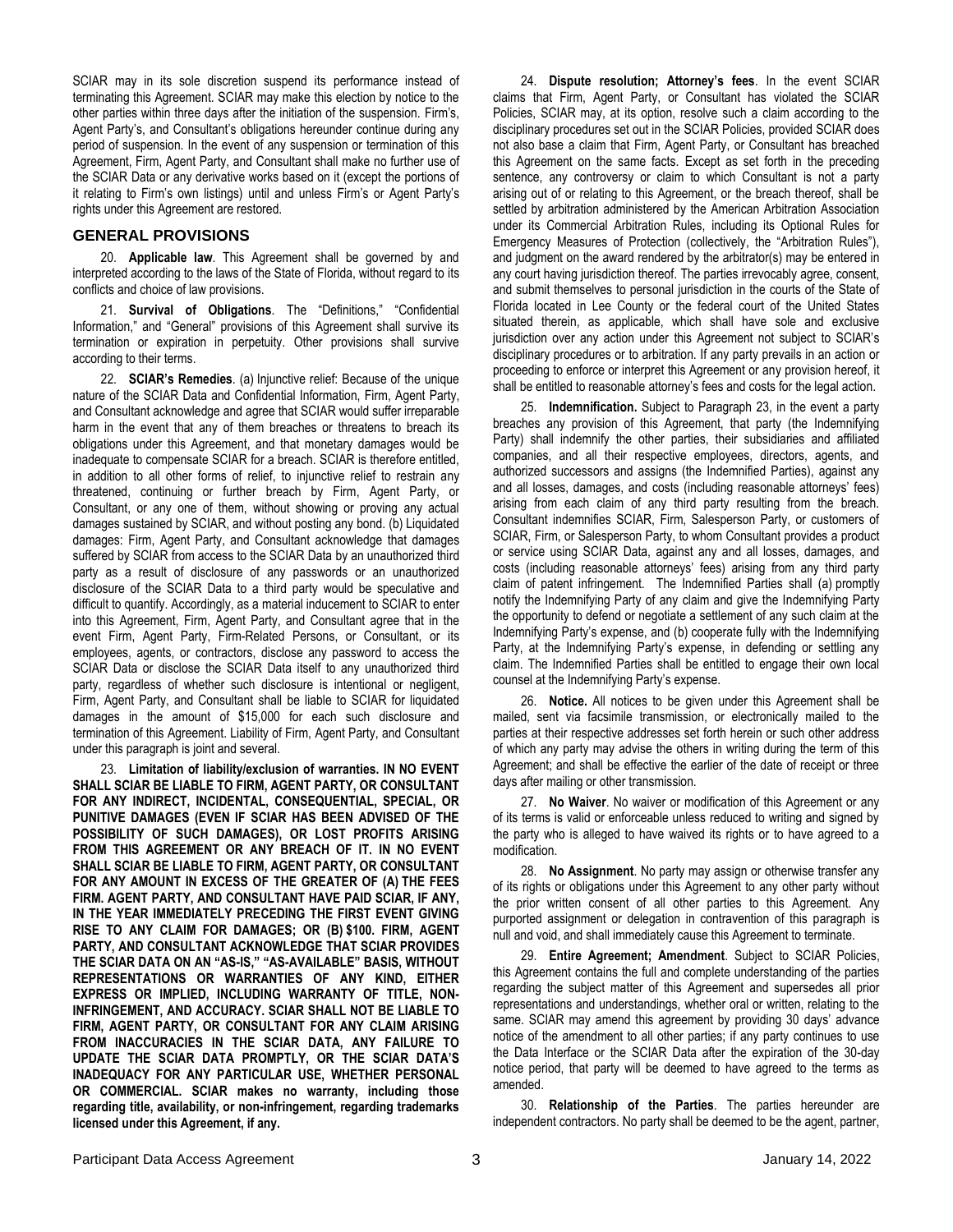SCIAR may in its sole discretion suspend its performance instead of terminating this Agreement. SCIAR may make this election by notice to the other parties within three days after the initiation of the suspension. Firm's, Agent Party's, and Consultant's obligations hereunder continue during any period of suspension. In the event of any suspension or termination of this Agreement, Firm, Agent Party, and Consultant shall make no further use of the SCIAR Data or any derivative works based on it (except the portions of it relating to Firm's own listings) until and unless Firm's or Agent Party's rights under this Agreement are restored.

## GENERAL PROVISIONS

20. **Applicable law**. This Agreement shall be governed by and interpreted according to the laws of the State of Florida, without regard to its conflicts and choice of law provisions.

21. **Survival of Obligations**. The "Definitions," "Confidential Information," and "General" provisions of this Agreement shall survive its termination or expiration in perpetuity. Other provisions shall survive according to their terms.

22. **SCIAR's Remedies**. (a) Injunctive relief: Because of the unique nature of the SCIAR Data and Confidential Information, Firm, Agent Party, and Consultant acknowledge and agree that SCIAR would suffer irreparable harm in the event that any of them breaches or threatens to breach its obligations under this Agreement, and that monetary damages would be inadequate to compensate SCIAR for a breach. SCIAR is therefore entitled, in addition to all other forms of relief, to injunctive relief to restrain any threatened, continuing or further breach by Firm, Agent Party, or Consultant, or any one of them, without showing or proving any actual damages sustained by SCIAR, and without posting any bond. (b) Liquidated damages: Firm, Agent Party, and Consultant acknowledge that damages suffered by SCIAR from access to the SCIAR Data by an unauthorized third party as a result of disclosure of any passwords or an unauthorized disclosure of the SCIAR Data to a third party would be speculative and difficult to quantify. Accordingly, as a material inducement to SCIAR to enter into this Agreement, Firm, Agent Party, and Consultant agree that in the event Firm, Agent Party, Firm-Related Persons, or Consultant, or its employees, agents, or contractors, disclose any password to access the SCIAR Data or disclose the SCIAR Data itself to any unauthorized third party, regardless of whether such disclosure is intentional or negligent, Firm, Agent Party, and Consultant shall be liable to SCIAR for liquidated damages in the amount of $15,000 for each such disclosure and termination of this Agreement. Liability of Firm, Agent Party, and Consultant under this paragraph is joint and several.

23. **Limitation of liability/exclusion of warranties. IN NO EVENT SHALL SCIAR BE LIABLE TO FIRM, AGENT PARTY, OR CONSULTANT FOR ANY INDIRECT, INCIDENTAL, CONSEQUENTIAL, SPECIAL, OR PUNITIVE DAMAGES (EVEN IF SCIAR HAS BEEN ADVISED OF THE POSSIBILITY OF SUCH DAMAGES), OR LOST PROFITS ARISING FROM THIS AGREEMENT OR ANY BREACH OF IT. IN NO EVENT SHALL SCIAR BE LIABLE TO FIRM, AGENT PARTY, OR CONSULTANT FOR ANY AMOUNT IN EXCESS OF THE GREATER OF (A) THE FEES FIRM. AGENT PARTY, AND CONSULTANT HAVE PAID SCIAR, IF ANY, IN THE YEAR IMMEDIATELY PRECEDING THE FIRST EVENT GIVING RISE TO ANY CLAIM FOR DAMAGES; OR (B) $100. FIRM, AGENT PARTY, AND CONSULTANT ACKNOWLEDGE THAT SCIAR PROVIDES THE SCIAR DATA ON AN "AS-IS," "AS-AVAILABLE" BASIS, WITHOUT REPRESENTATIONS OR WARRANTIES OF ANY KIND, EITHER EXPRESS OR IMPLIED, INCLUDING WARRANTY OF TITLE, NON-INFRINGEMENT, AND ACCURACY. SCIAR SHALL NOT BE LIABLE TO FIRM, AGENT PARTY, OR CONSULTANT FOR ANY CLAIM ARISING FROM INACCURACIES IN THE SCIAR DATA, ANY FAILURE TO UPDATE THE SCIAR DATA PROMPTLY, OR THE SCIAR DATA'S INADEQUACY FOR ANY PARTICULAR USE, WHETHER PERSONAL OR COMMERCIAL. SCIAR makes no warranty, including those regarding title, availability, or non-infringement, regarding trademarks licensed under this Agreement, if any.**

24. **Dispute resolution; Attorney's fees**. In the event SCIAR claims that Firm, Agent Party, or Consultant has violated the SCIAR Policies, SCIAR may, at its option, resolve such a claim according to the disciplinary procedures set out in the SCIAR Policies, provided SCIAR does not also base a claim that Firm, Agent Party, or Consultant has breached this Agreement on the same facts. Except as set forth in the preceding sentence, any controversy or claim to which Consultant is not a party arising out of or relating to this Agreement, or the breach thereof, shall be settled by arbitration administered by the American Arbitration Association under its Commercial Arbitration Rules, including its Optional Rules for Emergency Measures of Protection (collectively, the "Arbitration Rules"), and judgment on the award rendered by the arbitrator(s) may be entered in any court having jurisdiction thereof. The parties irrevocably agree, consent, and submit themselves to personal jurisdiction in the courts of the State of Florida located in Lee County or the federal court of the United States situated therein, as applicable, which shall have sole and exclusive jurisdiction over any action under this Agreement not subject to SCIAR's disciplinary procedures or to arbitration. If any party prevails in an action or proceeding to enforce or interpret this Agreement or any provision hereof, it shall be entitled to reasonable attorney's fees and costs for the legal action.

25. **Indemnification.** Subject to Paragraph 23, in the event a party breaches any provision of this Agreement, that party (the Indemnifying Party) shall indemnify the other parties, their subsidiaries and affiliated companies, and all their respective employees, directors, agents, and authorized successors and assigns (the Indemnified Parties), against any and all losses, damages, and costs (including reasonable attorneys' fees) arising from each claim of any third party resulting from the breach. Consultant indemnifies SCIAR, Firm, Salesperson Party, or customers of SCIAR, Firm, or Salesperson Party, to whom Consultant provides a product or service using SCIAR Data, against any and all losses, damages, and costs (including reasonable attorneys' fees) arising from any third party claim of patent infringement. The Indemnified Parties shall (a) promptly notify the Indemnifying Party of any claim and give the Indemnifying Party the opportunity to defend or negotiate a settlement of any such claim at the Indemnifying Party's expense, and (b) cooperate fully with the Indemnifying Party, at the Indemnifying Party's expense, in defending or settling any claim. The Indemnified Parties shall be entitled to engage their own local counsel at the Indemnifying Party's expense.

26. **Notice.** All notices to be given under this Agreement shall be mailed, sent via facsimile transmission, or electronically mailed to the parties at their respective addresses set forth herein or such other address of which any party may advise the others in writing during the term of this Agreement; and shall be effective the earlier of the date of receipt or three days after mailing or other transmission.

27. **No Waiver**. No waiver or modification of this Agreement or any of its terms is valid or enforceable unless reduced to writing and signed by the party who is alleged to have waived its rights or to have agreed to a modification.

28. **No Assignment**. No party may assign or otherwise transfer any of its rights or obligations under this Agreement to any other party without the prior written consent of all other parties to this Agreement. Any purported assignment or delegation in contravention of this paragraph is null and void, and shall immediately cause this Agreement to terminate.

29. **Entire Agreement; Amendment**. Subject to SCIAR Policies, this Agreement contains the full and complete understanding of the parties regarding the subject matter of this Agreement and supersedes all prior representations and understandings, whether oral or written, relating to the same. SCIAR may amend this agreement by providing 30 days' advance notice of the amendment to all other parties; if any party continues to use the Data Interface or the SCIAR Data after the expiration of the 30-day notice period, that party will be deemed to have agreed to the terms as amended.

30. **Relationship of the Parties**. The parties hereunder are independent contractors. No party shall be deemed to be the agent, partner,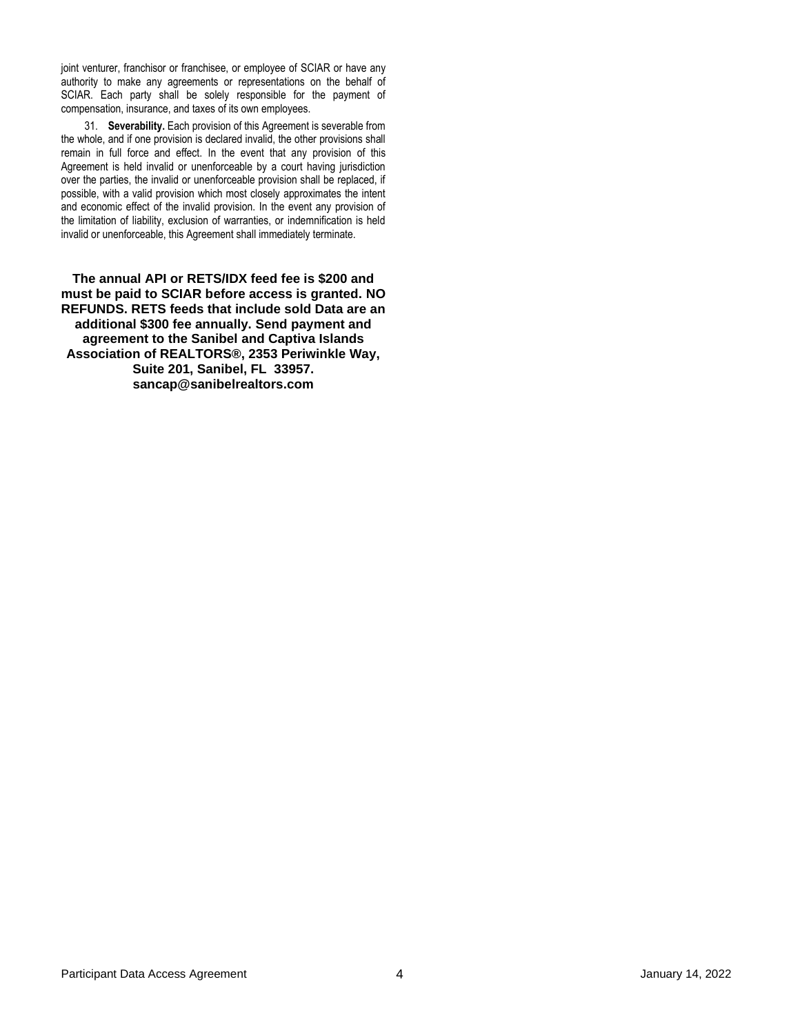joint venturer, franchisor or franchisee, or employee of SCIAR or have any authority to make any agreements or representations on the behalf of SCIAR. Each party shall be solely responsible for the payment of compensation, insurance, and taxes of its own employees.

31. **Severability.** Each provision of this Agreement is severable from the whole, and if one provision is declared invalid, the other provisions shall remain in full force and effect. In the event that any provision of this Agreement is held invalid or unenforceable by a court having jurisdiction over the parties, the invalid or unenforceable provision shall be replaced, if possible, with a valid provision which most closely approximates the intent and economic effect of the invalid provision. In the event any provision of the limitation of liability, exclusion of warranties, or indemnification is held invalid or unenforceable, this Agreement shall immediately terminate.

**The annual API or RETS/IDX feed fee is $200 and must be paid to SCIAR before access is granted. NO REFUNDS. RETS feeds that include sold Data are an additional $300 fee annually. Send payment and agreement to the Sanibel and Captiva Islands Association of REALTORS®, 2353 Periwinkle Way, Suite 201, Sanibel, FL 33957. sancap@sanibelrealtors.com**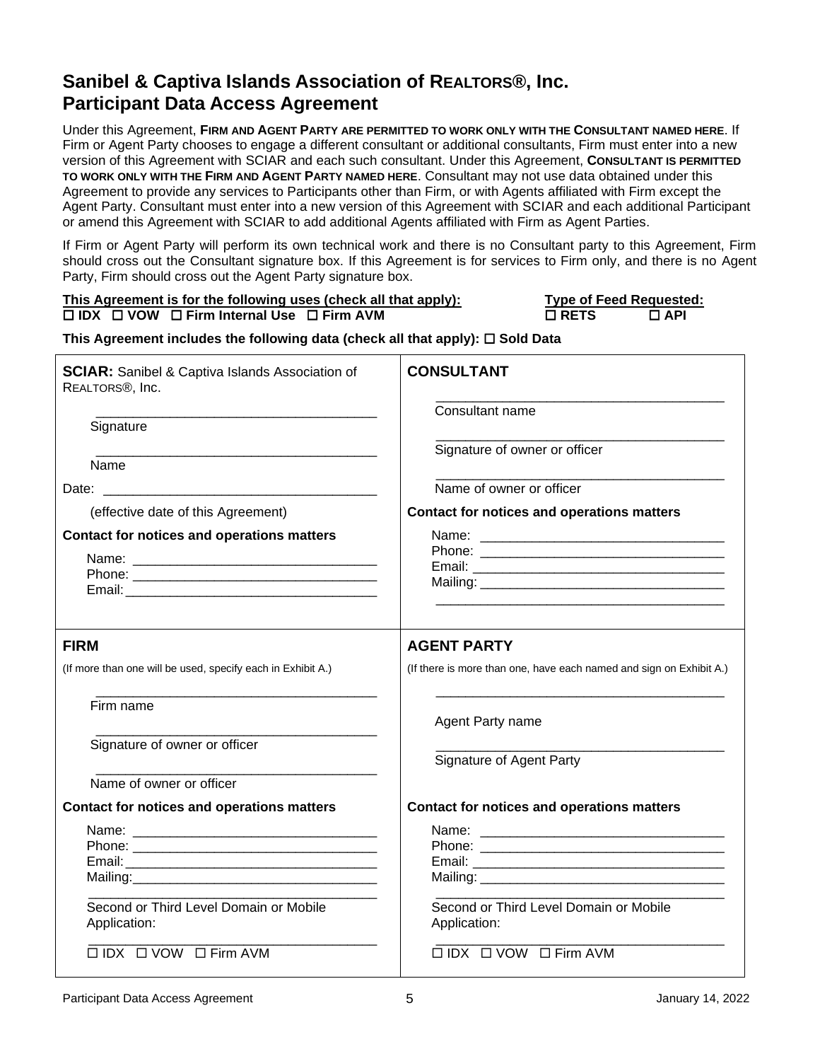# Sanibel & Captiva Islands Association of REALTORS®, Inc.
# Participant Data Access Agreement

Under this Agreement, **FIRM AND AGENT PARTY ARE PERMITTED TO WORK ONLY WITH THE CONSULTANT NAMED HERE**. If Firm or Agent Party chooses to engage a different consultant or additional consultants, Firm must enter into a new version of this Agreement with SCIAR and each such consultant. Under this Agreement, **CONSULTANT IS PERMITTED TO WORK ONLY WITH THE FIRM AND AGENT PARTY NAMED HERE**. Consultant may not use data obtained under this Agreement to provide any services to Participants other than Firm, or with Agents affiliated with Firm except the Agent Party. Consultant must enter into a new version of this Agreement with SCIAR and each additional Participant or amend this Agreement with SCIAR to add additional Agents affiliated with Firm as Agent Parties.

If Firm or Agent Party will perform its own technical work and there is no Consultant party to this Agreement, Firm should cross out the Consultant signature box. If this Agreement is for services to Firm only, and there is no Agent Party, Firm should cross out the Agent Party signature box.

**This Agreement is for the following uses (check all that apply):**
☐ **IDX** ☐ **VOW** ☐ **Firm Internal Use** ☐ **Firm AVM**

**Type of Feed Requested:**
☐ **RETS** ☐ **API**

**This Agreement includes the following data (check all that apply):** ☐ **Sold Data**

| **SCIAR:** Sanibel & Captiva Islands Association of REALTORS®, Inc. | **CONSULTANT** |
|---|---|
| _______________ Signature | _______________ Consultant name |
| _______________ Name | _______________ Signature of owner or officer |
| Date: _______________ (effective date of this Agreement) | _______________ Name of owner or officer |
| **Contact for notices and operations matters** | **Contact for notices and operations matters** |
| Name: _______________ | Name: _______________ |
| Phone: _______________ | Phone: _______________ |
| Email: _______________ | Email: _______________ |
| | Mailing: _______________ |

| **FIRM** | **AGENT PARTY** |
|---|---|
| (If more than one will be used, specify each in Exhibit A.) | (If there is more than one, have each named and sign on Exhibit A.) |
| _______________ Firm name | _______________ Agent Party name |
| _______________ Signature of owner or officer | _______________ Signature of Agent Party |
| _______________ Name of owner or officer | |
| **Contact for notices and operations matters** | **Contact for notices and operations matters** |
| Name: _______________ | Name: _______________ |
| Phone: _______________ | Phone: _______________ |
| Email: _______________ | Email: _______________ |
| Mailing: _______________ | Mailing: _______________ |
| _______________ Second or Third Level Domain or Mobile Application: | _______________ Second or Third Level Domain or Mobile Application: |
| _______________ ☐ IDX ☐ VOW ☐ Firm AVM | _______________ ☐ IDX ☐ VOW ☐ Firm AVM |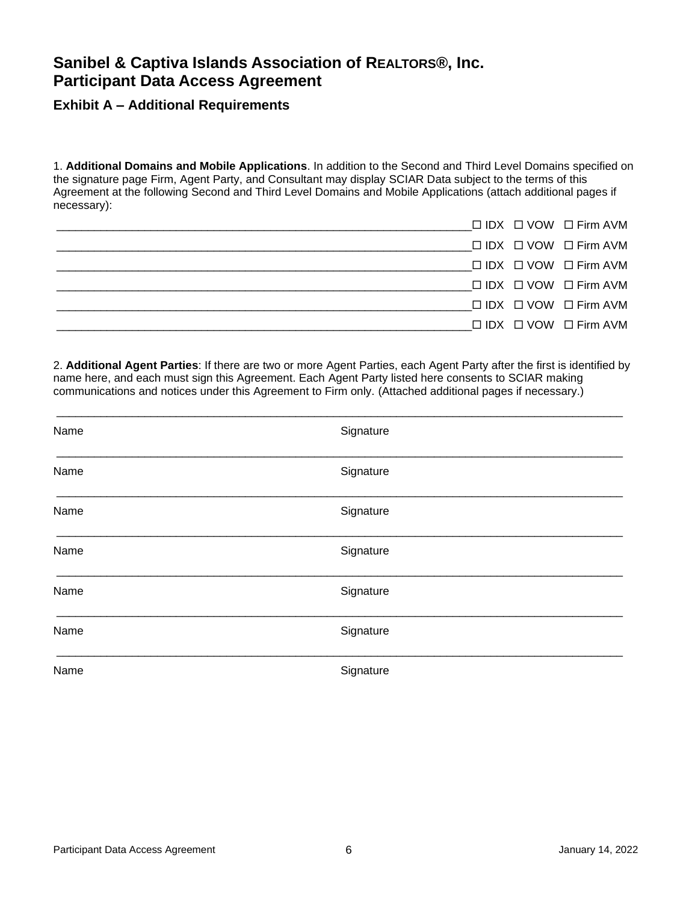# Sanibel & Captiva Islands Association of REALTORS®, Inc.
# Participant Data Access Agreement

## Exhibit A – Additional Requirements

1. **Additional Domains and Mobile Applications**. In addition to the Second and Third Level Domains specified on the signature page Firm, Agent Party, and Consultant may display SCIAR Data subject to the terms of this Agreement at the following Second and Third Level Domains and Mobile Applications (attach additional pages if necessary):

______________________________________________________________________☐ IDX ☐ VOW ☐ Firm AVM

______________________________________________________________________☐ IDX ☐ VOW ☐ Firm AVM

______________________________________________________________________☐ IDX ☐ VOW ☐ Firm AVM

______________________________________________________________________☐ IDX ☐ VOW ☐ Firm AVM

______________________________________________________________________☐ IDX ☐ VOW ☐ Firm AVM

______________________________________________________________________☐ IDX ☐ VOW ☐ Firm AVM

2. **Additional Agent Parties**: If there are two or more Agent Parties, each Agent Party after the first is identified by name here, and each must sign this Agreement. Each Agent Party listed here consents to SCIAR making communications and notices under this Agreement to Firm only. (Attached additional pages if necessary.)

______________________________________________________________________________________________

Name Signature

______________________________________________________________________________________________

Name Signature

______________________________________________________________________________________________

Name Signature

______________________________________________________________________________________________

Name Signature

______________________________________________________________________________________________

Name Signature

______________________________________________________________________________________________

Name Signature

______________________________________________________________________________________________

Name Signature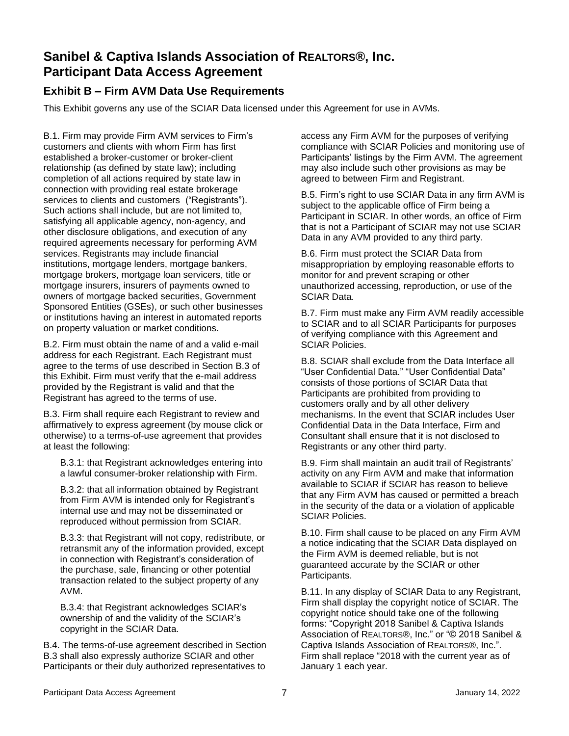# Sanibel & Captiva Islands Association of REALTORS®, Inc.
# Participant Data Access Agreement

## Exhibit B – Firm AVM Data Use Requirements

This Exhibit governs any use of the SCIAR Data licensed under this Agreement for use in AVMs.

B.1. Firm may provide Firm AVM services to Firm's customers and clients with whom Firm has first established a broker-customer or broker-client relationship (as defined by state law); including completion of all actions required by state law in connection with providing real estate brokerage services to clients and customers ("Registrants"). Such actions shall include, but are not limited to, satisfying all applicable agency, non-agency, and other disclosure obligations, and execution of any required agreements necessary for performing AVM services. Registrants may include financial institutions, mortgage lenders, mortgage bankers, mortgage brokers, mortgage loan servicers, title or mortgage insurers, insurers of payments owned to owners of mortgage backed securities, Government Sponsored Entities (GSEs), or such other businesses or institutions having an interest in automated reports on property valuation or market conditions.

B.2. Firm must obtain the name of and a valid e-mail address for each Registrant. Each Registrant must agree to the terms of use described in Section B.3 of this Exhibit. Firm must verify that the e-mail address provided by the Registrant is valid and that the Registrant has agreed to the terms of use.

B.3. Firm shall require each Registrant to review and affirmatively to express agreement (by mouse click or otherwise) to a terms-of-use agreement that provides at least the following:

B.3.1: that Registrant acknowledges entering into a lawful consumer-broker relationship with Firm.

B.3.2: that all information obtained by Registrant from Firm AVM is intended only for Registrant's internal use and may not be disseminated or reproduced without permission from SCIAR.

B.3.3: that Registrant will not copy, redistribute, or retransmit any of the information provided, except in connection with Registrant's consideration of the purchase, sale, financing or other potential transaction related to the subject property of any AVM.

B.3.4: that Registrant acknowledges SCIAR's ownership of and the validity of the SCIAR's copyright in the SCIAR Data.

B.4. The terms-of-use agreement described in Section B.3 shall also expressly authorize SCIAR and other Participants or their duly authorized representatives to access any Firm AVM for the purposes of verifying compliance with SCIAR Policies and monitoring use of Participants' listings by the Firm AVM. The agreement may also include such other provisions as may be agreed to between Firm and Registrant.

B.5. Firm's right to use SCIAR Data in any firm AVM is subject to the applicable office of Firm being a Participant in SCIAR. In other words, an office of Firm that is not a Participant of SCIAR may not use SCIAR Data in any AVM provided to any third party.

B.6. Firm must protect the SCIAR Data from misappropriation by employing reasonable efforts to monitor for and prevent scraping or other unauthorized accessing, reproduction, or use of the SCIAR Data.

B.7. Firm must make any Firm AVM readily accessible to SCIAR and to all SCIAR Participants for purposes of verifying compliance with this Agreement and SCIAR Policies.

B.8. SCIAR shall exclude from the Data Interface all "User Confidential Data." "User Confidential Data" consists of those portions of SCIAR Data that Participants are prohibited from providing to customers orally and by all other delivery mechanisms. In the event that SCIAR includes User Confidential Data in the Data Interface, Firm and Consultant shall ensure that it is not disclosed to Registrants or any other third party.

B.9. Firm shall maintain an audit trail of Registrants' activity on any Firm AVM and make that information available to SCIAR if SCIAR has reason to believe that any Firm AVM has caused or permitted a breach in the security of the data or a violation of applicable SCIAR Policies.

B.10. Firm shall cause to be placed on any Firm AVM a notice indicating that the SCIAR Data displayed on the Firm AVM is deemed reliable, but is not guaranteed accurate by the SCIAR or other Participants.

B.11. In any display of SCIAR Data to any Registrant, Firm shall display the copyright notice of SCIAR. The copyright notice should take one of the following forms: "Copyright 2018 Sanibel & Captiva Islands Association of REALTORS®, Inc." or "© 2018 Sanibel & Captiva Islands Association of REALTORS®, Inc.". Firm shall replace "2018 with the current year as of January 1 each year.